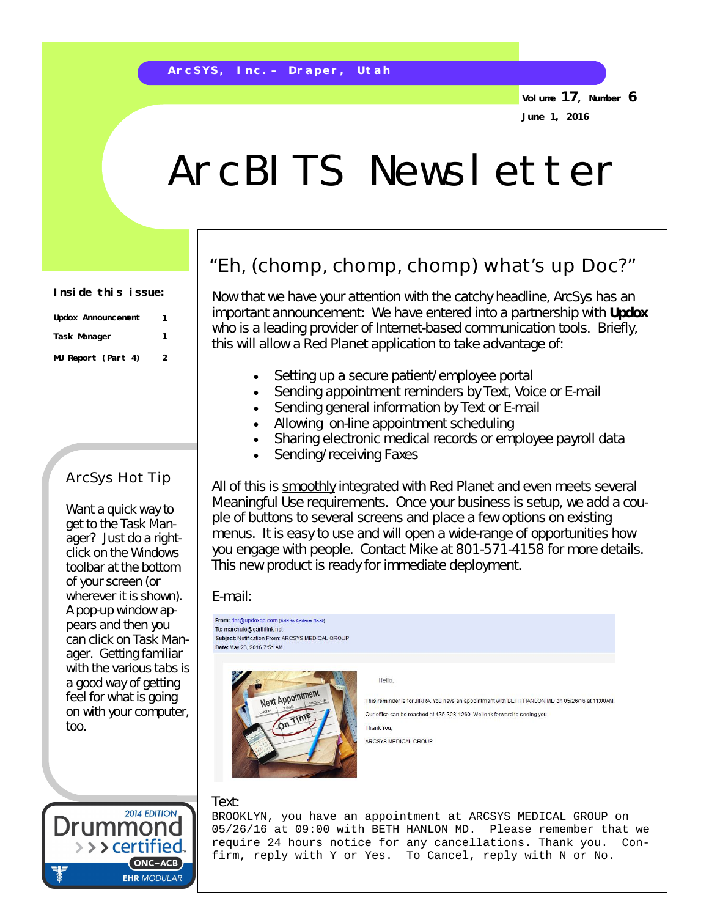ArcSYS, Inc. – Draper, Utah

Volume 17, Number 6

June 1, 2016

# ArcBITS Newsletter

**Inside this issue:**

| | |
|---|---|
| Updox Announcement | 1 |
| Task Manager | 1 |
| MU Report (Part 4) | 2 |

## ArcSys Hot Tip

Want a quick way to get to the Task Manager? Just do a right-click on the Windows toolbar at the bottom of your screen (or wherever it is shown). A pop-up window appears and then you can click on Task Manager. Getting familiar with the various tabs is a good way of getting feel for what is going on with your computer, too.

2014 EDITION Drummond certified ONC-ACB EHR MODULAR

## "Eh, (chomp, chomp, chomp) what's up Doc?"

Now that we have your attention with the catchy headline, ArcSys has an important announcement: We have entered into a partnership with **Updox** who is a leading provider of Internet-based communication tools. Briefly, this will allow a Red Planet application to take advantage of:

- Setting up a secure patient/employee portal
- Sending appointment reminders by Text, Voice or E-mail
- Sending general information by Text or E-mail
- Allowing on-line appointment scheduling
- Sharing electronic medical records or employee payroll data
- Sending/receiving Faxes

All of this is smoothly integrated with Red Planet and even meets several Meaningful Use requirements. Once your business is setup, we add a couple of buttons to several screens and place a few options on existing menus. It is easy to use and will open a wide-range of opportunities how you engage with people. Contact Mike at 801-571-4158 for more details. This new product is ready for immediate deployment.

E-mail:

**From:** dnr@updoxqa.com [Add to Address Book]
To: marchule@earthlink.net
**Subject:** Notification From: ARCSYS MEDICAL GROUP
**Date:** May 23, 2016 7:51 AM

Hello,

This reminder is for JIRRA. You have an appointment with BETH HANLON MD on 05/26/16 at 11:00AM.

Our office can be reached at 435-328-1260. We look forward to seeing you.

Thank You,

ARCSYS MEDICAL GROUP

Text:

```
BROOKLYN, you have an appointment at ARCSYS MEDICAL GROUP on
05/26/16 at 09:00 with BETH HANLON MD.  Please remember that we
require 24 hours notice for any cancellations. Thank you.  Con-
firm, reply with Y or Yes.  To Cancel, reply with N or No.
```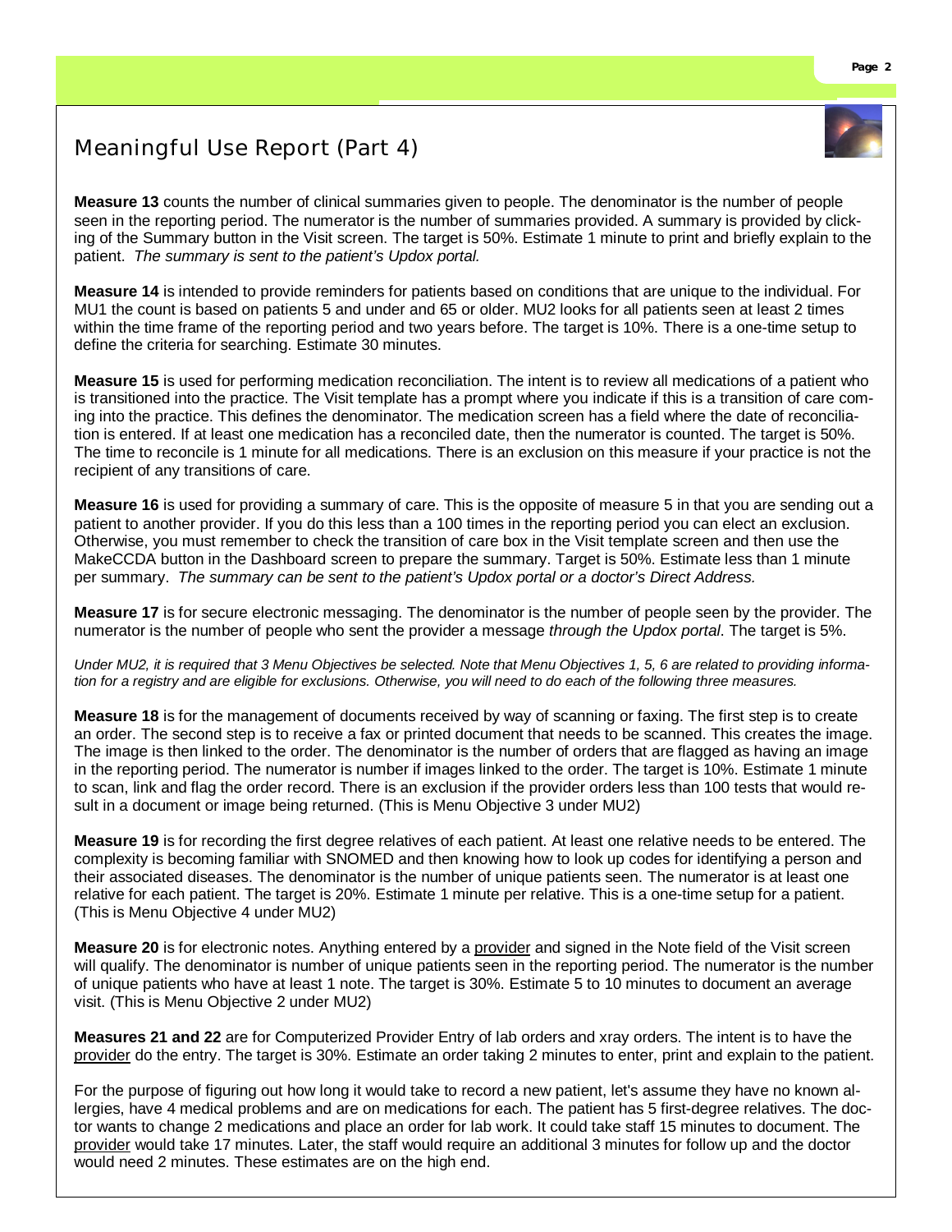## Meaningful Use Report (Part 4)

**Measure 13** counts the number of clinical summaries given to people. The denominator is the number of people seen in the reporting period. The numerator is the number of summaries provided. A summary is provided by clicking of the Summary button in the Visit screen. The target is 50%. Estimate 1 minute to print and briefly explain to the patient. *The summary is sent to the patient's Updox portal.*

**Measure 14** is intended to provide reminders for patients based on conditions that are unique to the individual. For MU1 the count is based on patients 5 and under and 65 or older. MU2 looks for all patients seen at least 2 times within the time frame of the reporting period and two years before. The target is 10%. There is a one-time setup to define the criteria for searching. Estimate 30 minutes.

**Measure 15** is used for performing medication reconciliation. The intent is to review all medications of a patient who is transitioned into the practice. The Visit template has a prompt where you indicate if this is a transition of care coming into the practice. This defines the denominator. The medication screen has a field where the date of reconciliation is entered. If at least one medication has a reconciled date, then the numerator is counted. The target is 50%. The time to reconcile is 1 minute for all medications. There is an exclusion on this measure if your practice is not the recipient of any transitions of care.

**Measure 16** is used for providing a summary of care. This is the opposite of measure 5 in that you are sending out a patient to another provider. If you do this less than a 100 times in the reporting period you can elect an exclusion. Otherwise, you must remember to check the transition of care box in the Visit template screen and then use the MakeCCDA button in the Dashboard screen to prepare the summary. Target is 50%. Estimate less than 1 minute per summary. *The summary can be sent to the patient's Updox portal or a doctor's Direct Address.*

**Measure 17** is for secure electronic messaging. The denominator is the number of people seen by the provider. The numerator is the number of people who sent the provider a message *through the Updox portal*. The target is 5%.

*Under MU2, it is required that 3 Menu Objectives be selected. Note that Menu Objectives 1, 5, 6 are related to providing information for a registry and are eligible for exclusions. Otherwise, you will need to do each of the following three measures.*

**Measure 18** is for the management of documents received by way of scanning or faxing. The first step is to create an order. The second step is to receive a fax or printed document that needs to be scanned. This creates the image. The image is then linked to the order. The denominator is the number of orders that are flagged as having an image in the reporting period. The numerator is number if images linked to the order. The target is 10%. Estimate 1 minute to scan, link and flag the order record. There is an exclusion if the provider orders less than 100 tests that would result in a document or image being returned. (This is Menu Objective 3 under MU2)

**Measure 19** is for recording the first degree relatives of each patient. At least one relative needs to be entered. The complexity is becoming familiar with SNOMED and then knowing how to look up codes for identifying a person and their associated diseases. The denominator is the number of unique patients seen. The numerator is at least one relative for each patient. The target is 20%. Estimate 1 minute per relative. This is a one-time setup for a patient. (This is Menu Objective 4 under MU2)

**Measure 20** is for electronic notes. Anything entered by a provider and signed in the Note field of the Visit screen will qualify. The denominator is number of unique patients seen in the reporting period. The numerator is the number of unique patients who have at least 1 note. The target is 30%. Estimate 5 to 10 minutes to document an average visit. (This is Menu Objective 2 under MU2)

**Measures 21 and 22** are for Computerized Provider Entry of lab orders and xray orders. The intent is to have the provider do the entry. The target is 30%. Estimate an order taking 2 minutes to enter, print and explain to the patient.

For the purpose of figuring out how long it would take to record a new patient, let's assume they have no known allergies, have 4 medical problems and are on medications for each. The patient has 5 first-degree relatives. The doctor wants to change 2 medications and place an order for lab work. It could take staff 15 minutes to document. The provider would take 17 minutes. Later, the staff would require an additional 3 minutes for follow up and the doctor would need 2 minutes. These estimates are on the high end.